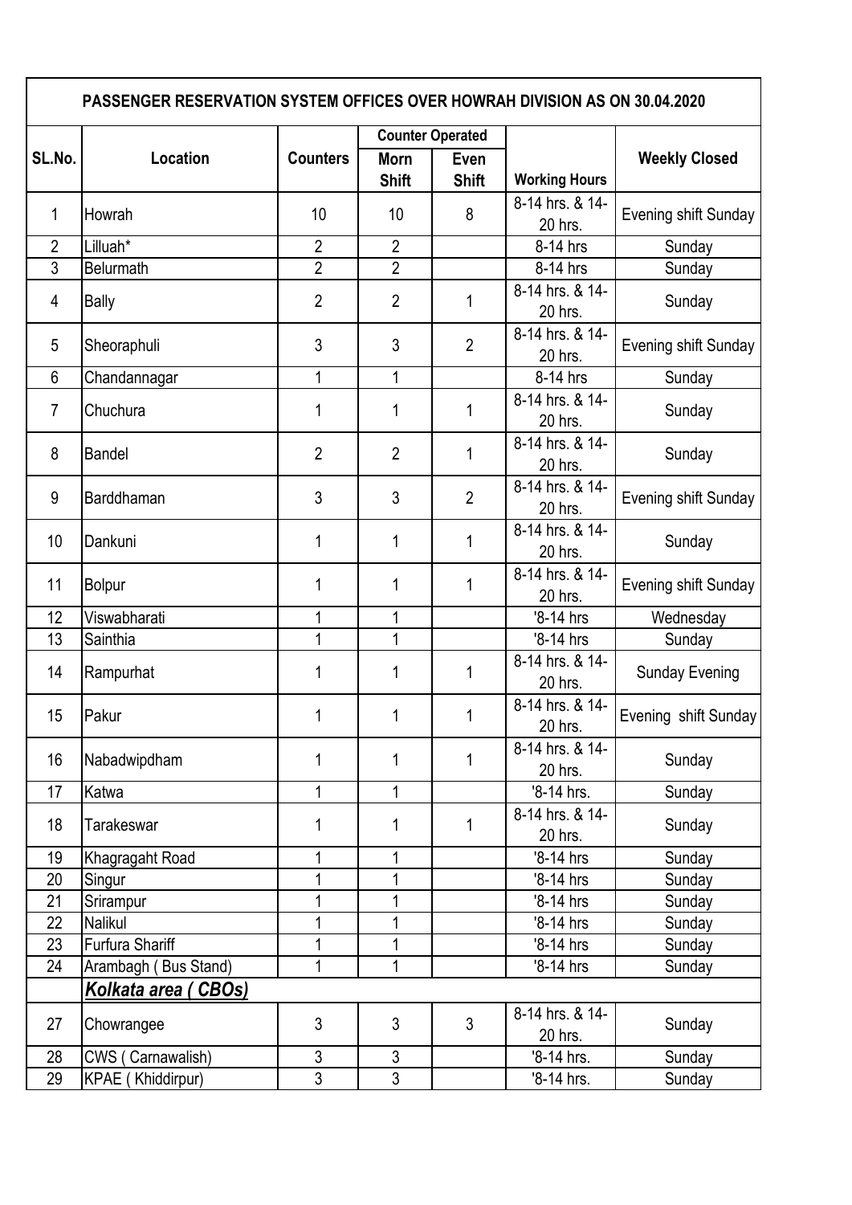| PASSENGER RESERVATION SYSTEM OFFICES OVER HOWRAH DIVISION AS ON 30.04.2020 | | | | | | |
|---|---|---|---|---|---|---|
| SL.No. | Location | Counters | Counter Operated | | Working Hours | Weekly Closed |
| | | | Morn Shift | Even Shift | | |
| 1 | Howrah | 10 | 10 | 8 | 8-14 hrs. & 14-20 hrs. | Evening shift Sunday |
| 2 | Lilluah* | 2 | 2 | | 8-14 hrs | Sunday |
| 3 | Belurmath | 2 | 2 | | 8-14 hrs | Sunday |
| 4 | Bally | 2 | 2 | 1 | 8-14 hrs. & 14-20 hrs. | Sunday |
| 5 | Sheoraphuli | 3 | 3 | 2 | 8-14 hrs. & 14-20 hrs. | Evening shift Sunday |
| 6 | Chandannagar | 1 | 1 | | 8-14 hrs | Sunday |
| 7 | Chuchura | 1 | 1 | 1 | 8-14 hrs. & 14-20 hrs. | Sunday |
| 8 | Bandel | 2 | 2 | 1 | 8-14 hrs. & 14-20 hrs. | Sunday |
| 9 | Barddhaman | 3 | 3 | 2 | 8-14 hrs. & 14-20 hrs. | Evening shift Sunday |
| 10 | Dankuni | 1 | 1 | 1 | 8-14 hrs. & 14-20 hrs. | Sunday |
| 11 | Bolpur | 1 | 1 | 1 | 8-14 hrs. & 14-20 hrs. | Evening shift Sunday |
| 12 | Viswabharati | 1 | 1 | | '8-14 hrs | Wednesday |
| 13 | Sainthia | 1 | 1 | | '8-14 hrs | Sunday |
| 14 | Rampurhat | 1 | 1 | 1 | 8-14 hrs. & 14-20 hrs. | Sunday Evening |
| 15 | Pakur | 1 | 1 | 1 | 8-14 hrs. & 14-20 hrs. | Evening shift Sunday |
| 16 | Nabadwipdham | 1 | 1 | 1 | 8-14 hrs. & 14-20 hrs. | Sunday |
| 17 | Katwa | 1 | 1 | | '8-14 hrs. | Sunday |
| 18 | Tarakeswar | 1 | 1 | 1 | 8-14 hrs. & 14-20 hrs. | Sunday |
| 19 | Khagragaht Road | 1 | 1 | | '8-14 hrs | Sunday |
| 20 | Singur | 1 | 1 | | '8-14 hrs | Sunday |
| 21 | Srirampur | 1 | 1 | | '8-14 hrs | Sunday |
| 22 | Nalikul | 1 | 1 | | '8-14 hrs | Sunday |
| 23 | Furfura Shariff | 1 | 1 | | '8-14 hrs | Sunday |
| 24 | Arambagh ( Bus Stand) | 1 | 1 | | '8-14 hrs | Sunday |
| | ***Kolkata area ( CBOs)*** | | | | | |
| 27 | Chowrangee | 3 | 3 | 3 | 8-14 hrs. & 14-20 hrs. | Sunday |
| 28 | CWS ( Carnawalish) | 3 | 3 | | '8-14 hrs. | Sunday |
| 29 | KPAE ( Khiddirpur) | 3 | 3 | | '8-14 hrs. | Sunday |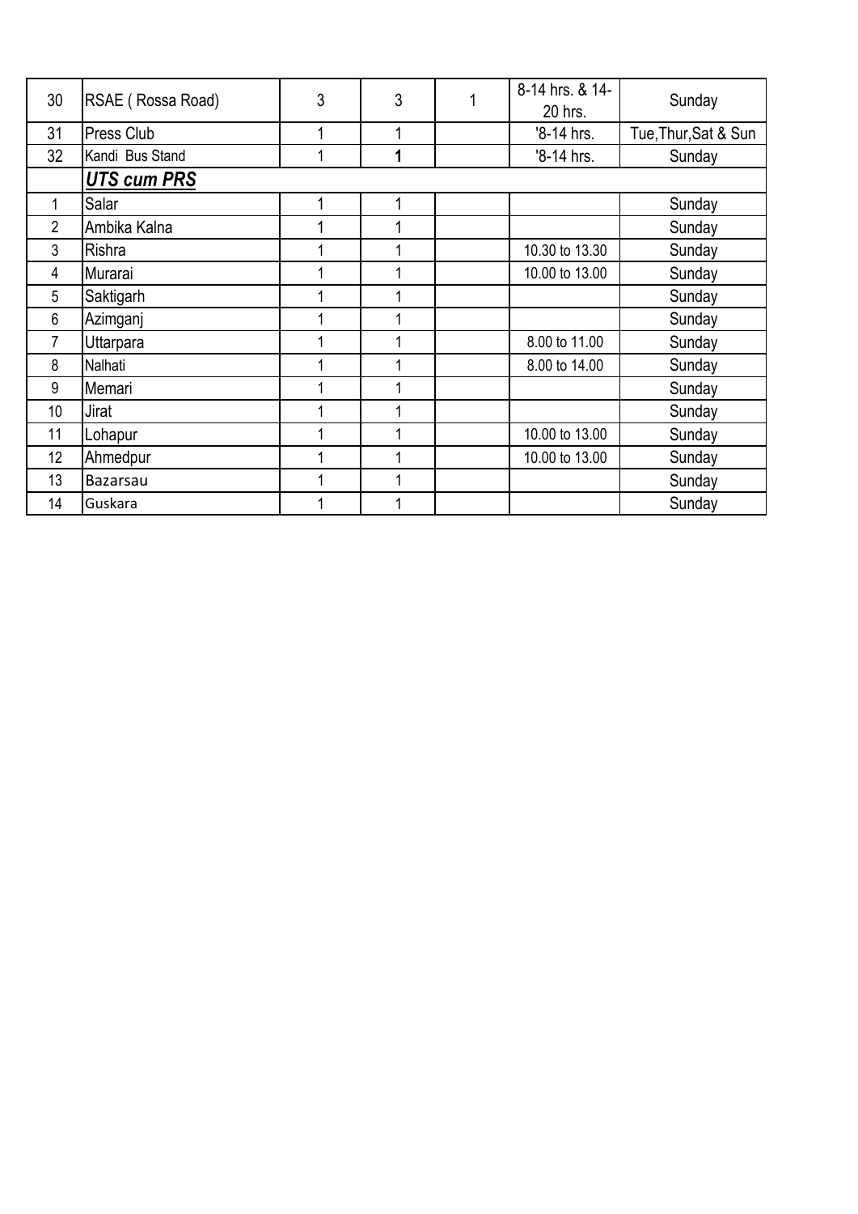| | | | | | | |
|---|---|---|---|---|---|---|
| 30 | RSAE ( Rossa Road) | 3 | 3 | 1 | 8-14 hrs. & 14-20 hrs. | Sunday |
| 31 | Press Club | 1 | 1 | | '8-14 hrs. | Tue,Thur,Sat & Sun |
| 32 | Kandi Bus Stand | 1 | **1** | | '8-14 hrs. | Sunday |
| | ***UTS cum PRS*** | | | | | |
| 1 | Salar | 1 | 1 | | | Sunday |
| 2 | Ambika Kalna | 1 | 1 | | | Sunday |
| 3 | Rishra | 1 | 1 | | 10.30 to 13.30 | Sunday |
| 4 | Murarai | 1 | 1 | | 10.00 to 13.00 | Sunday |
| 5 | Saktigarh | 1 | 1 | | | Sunday |
| 6 | Azimganj | 1 | 1 | | | Sunday |
| 7 | Uttarpara | 1 | 1 | | 8.00 to 11.00 | Sunday |
| 8 | Nalhati | 1 | 1 | | 8.00 to 14.00 | Sunday |
| 9 | Memari | 1 | 1 | | | Sunday |
| 10 | Jirat | 1 | 1 | | | Sunday |
| 11 | Lohapur | 1 | 1 | | 10.00 to 13.00 | Sunday |
| 12 | Ahmedpur | 1 | 1 | | 10.00 to 13.00 | Sunday |
| 13 | Bazarsau | 1 | 1 | | | Sunday |
| 14 | Guskara | 1 | 1 | | | Sunday |